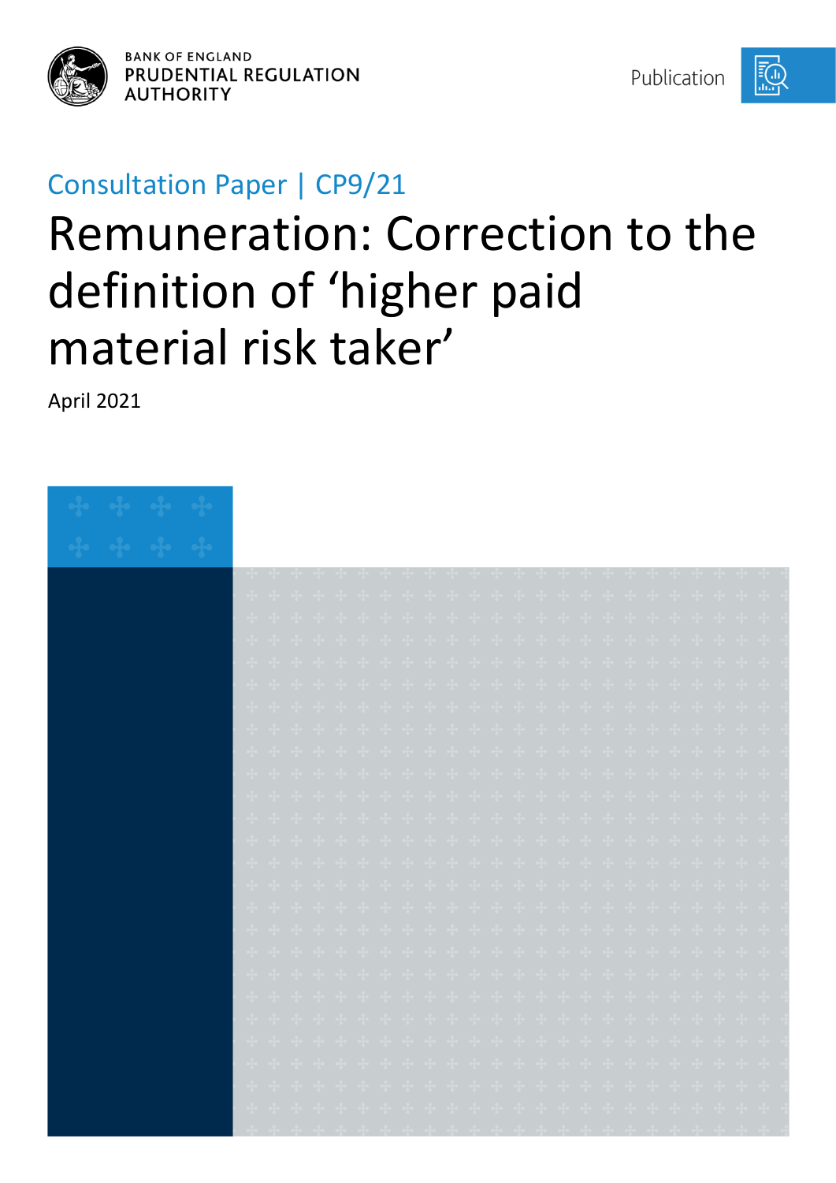BANK OF ENGLAND
PRUDENTIAL REGULATION AUTHORITY

Publication

Consultation Paper | CP9/21

# Remuneration: Correction to the definition of 'higher paid material risk taker'

April 2021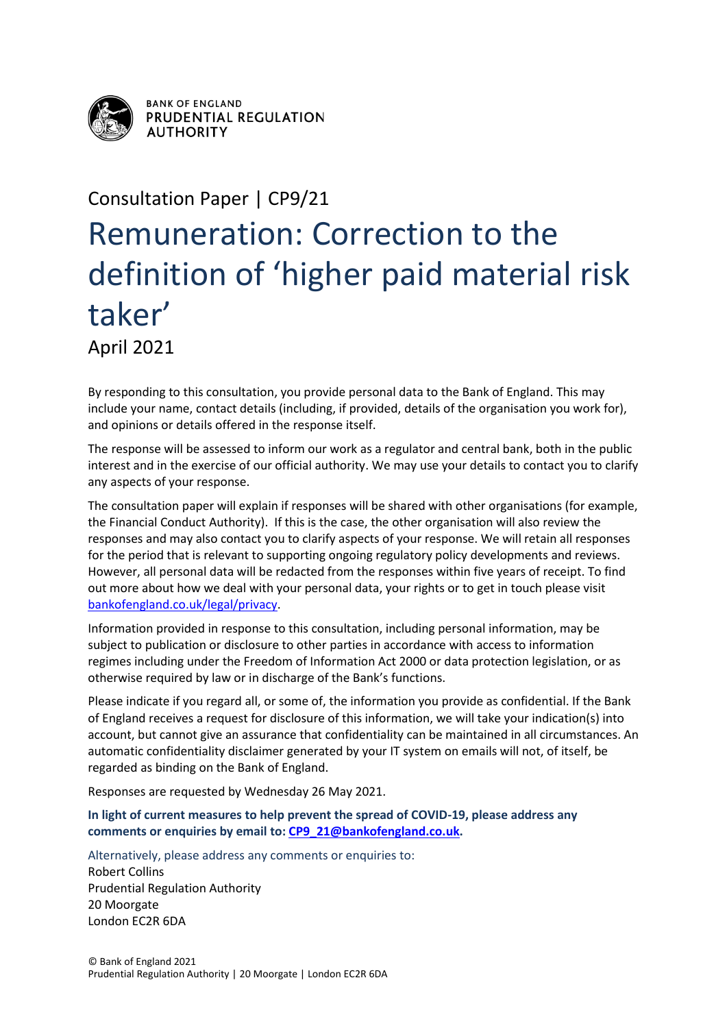BANK OF ENGLAND
PRUDENTIAL REGULATION
AUTHORITY

Consultation Paper | CP9/21

# Remuneration: Correction to the definition of 'higher paid material risk taker'

April 2021

By responding to this consultation, you provide personal data to the Bank of England. This may include your name, contact details (including, if provided, details of the organisation you work for), and opinions or details offered in the response itself.

The response will be assessed to inform our work as a regulator and central bank, both in the public interest and in the exercise of our official authority. We may use your details to contact you to clarify any aspects of your response.

The consultation paper will explain if responses will be shared with other organisations (for example, the Financial Conduct Authority). If this is the case, the other organisation will also review the responses and may also contact you to clarify aspects of your response. We will retain all responses for the period that is relevant to supporting ongoing regulatory policy developments and reviews. However, all personal data will be redacted from the responses within five years of receipt. To find out more about how we deal with your personal data, your rights or to get in touch please visit [bankofengland.co.uk/legal/privacy](bankofengland.co.uk/legal/privacy).

Information provided in response to this consultation, including personal information, may be subject to publication or disclosure to other parties in accordance with access to information regimes including under the Freedom of Information Act 2000 or data protection legislation, or as otherwise required by law or in discharge of the Bank's functions.

Please indicate if you regard all, or some of, the information you provide as confidential. If the Bank of England receives a request for disclosure of this information, we will take your indication(s) into account, but cannot give an assurance that confidentiality can be maintained in all circumstances. An automatic confidentiality disclaimer generated by your IT system on emails will not, of itself, be regarded as binding on the Bank of England.

Responses are requested by Wednesday 26 May 2021.

**In light of current measures to help prevent the spread of COVID-19, please address any comments or enquiries by email to: CP9_21@bankofengland.co.uk.**

Alternatively, please address any comments or enquiries to:
Robert Collins
Prudential Regulation Authority
20 Moorgate
London EC2R 6DA

© Bank of England 2021
Prudential Regulation Authority | 20 Moorgate | London EC2R 6DA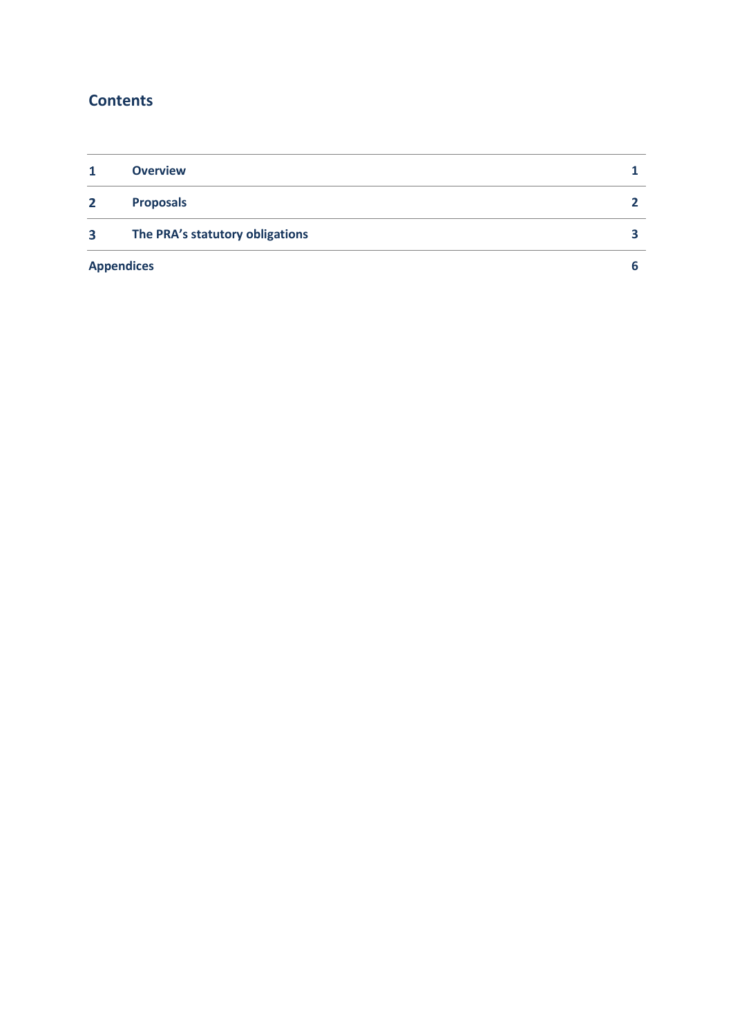## Contents

| | | |
|---|---|---|
| 1 | **Overview** | 1 |
| 2 | **Proposals** | 2 |
| 3 | **The PRA's statutory obligations** | 3 |
| **Appendices** | | 6 |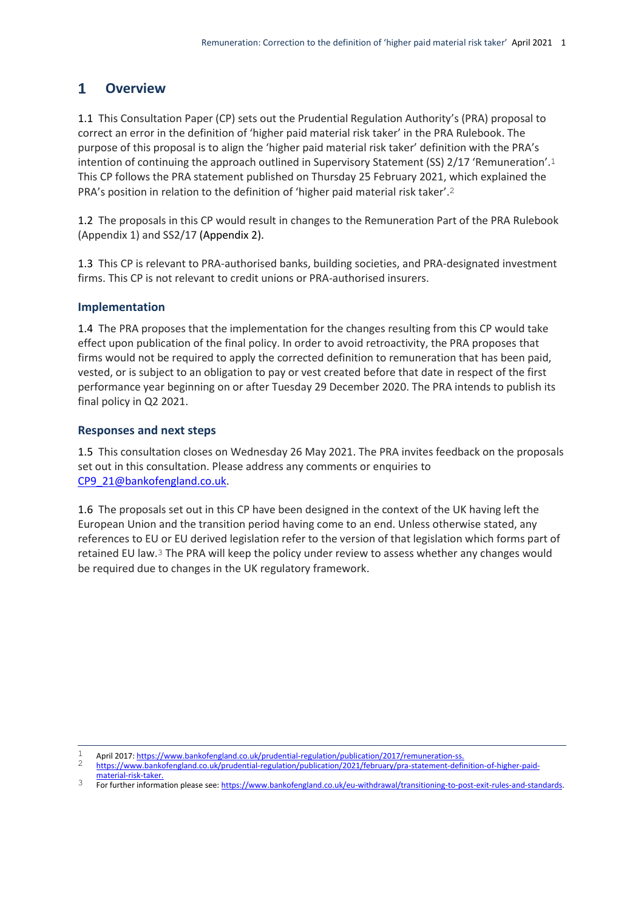# 1 Overview

1.1 This Consultation Paper (CP) sets out the Prudential Regulation Authority's (PRA) proposal to correct an error in the definition of 'higher paid material risk taker' in the PRA Rulebook. The purpose of this proposal is to align the 'higher paid material risk taker' definition with the PRA's intention of continuing the approach outlined in Supervisory Statement (SS) 2/17 'Remuneration'.[1] This CP follows the PRA statement published on Thursday 25 February 2021, which explained the PRA's position in relation to the definition of 'higher paid material risk taker'.[2]

1.2 The proposals in this CP would result in changes to the Remuneration Part of the PRA Rulebook (Appendix 1) and SS2/17 (Appendix 2).

1.3 This CP is relevant to PRA-authorised banks, building societies, and PRA-designated investment firms. This CP is not relevant to credit unions or PRA-authorised insurers.

## Implementation

1.4 The PRA proposes that the implementation for the changes resulting from this CP would take effect upon publication of the final policy. In order to avoid retroactivity, the PRA proposes that firms would not be required to apply the corrected definition to remuneration that has been paid, vested, or is subject to an obligation to pay or vest created before that date in respect of the first performance year beginning on or after Tuesday 29 December 2020. The PRA intends to publish its final policy in Q2 2021.

## Responses and next steps

1.5 This consultation closes on Wednesday 26 May 2021. The PRA invites feedback on the proposals set out in this consultation. Please address any comments or enquiries to CP9_21@bankofengland.co.uk.

1.6 The proposals set out in this CP have been designed in the context of the UK having left the European Union and the transition period having come to an end. Unless otherwise stated, any references to EU or EU derived legislation refer to the version of that legislation which forms part of retained EU law.[3] The PRA will keep the policy under review to assess whether any changes would be required due to changes in the UK regulatory framework.

---

1 April 2017: https://www.bankofengland.co.uk/prudential-regulation/publication/2017/remuneration-ss.

2 https://www.bankofengland.co.uk/prudential-regulation/publication/2021/february/pra-statement-definition-of-higher-paid-material-risk-taker.

3 For further information please see: https://www.bankofengland.co.uk/eu-withdrawal/transitioning-to-post-exit-rules-and-standards.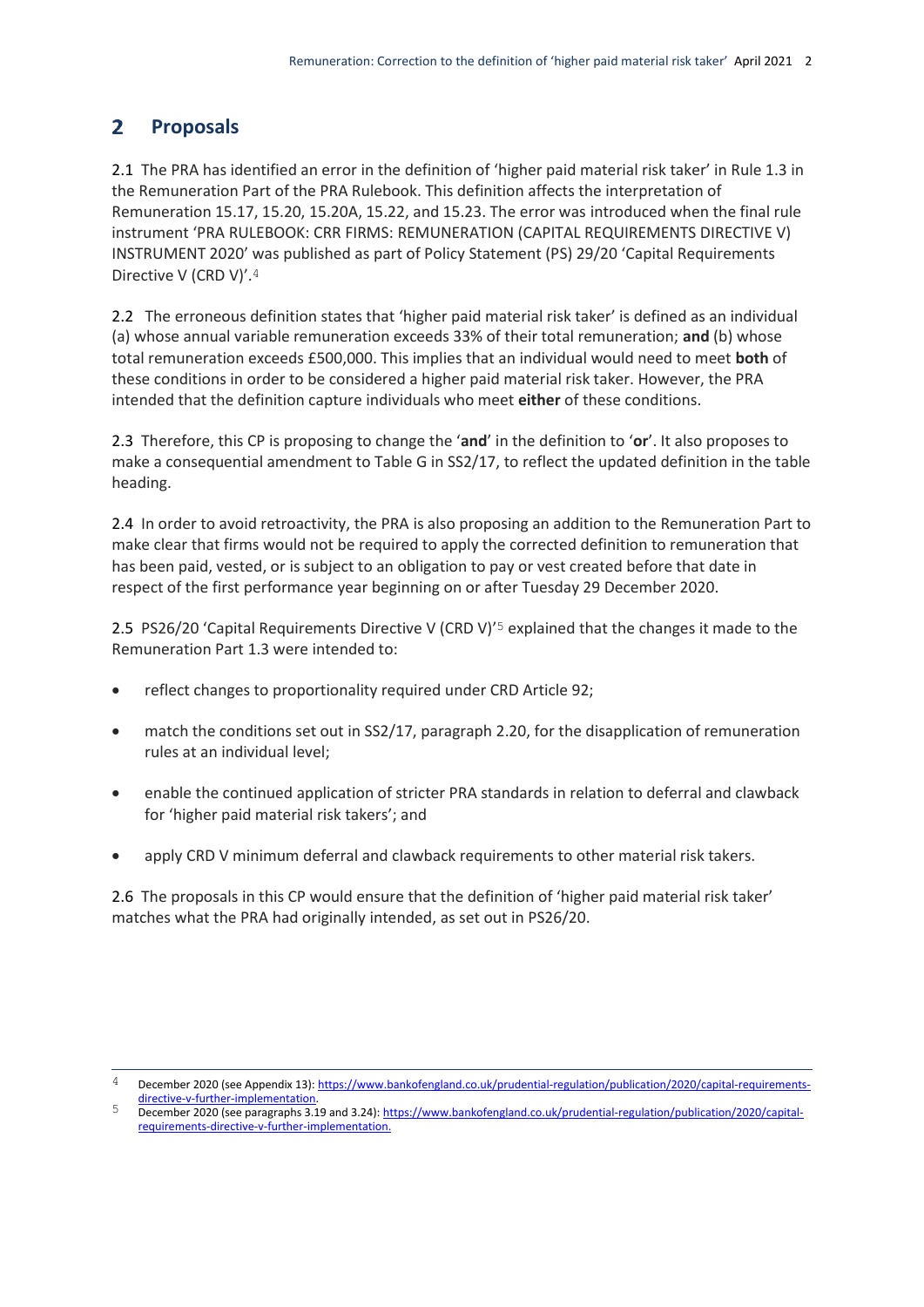## 2 Proposals

2.1 The PRA has identified an error in the definition of 'higher paid material risk taker' in Rule 1.3 in the Remuneration Part of the PRA Rulebook. This definition affects the interpretation of Remuneration 15.17, 15.20, 15.20A, 15.22, and 15.23. The error was introduced when the final rule instrument 'PRA RULEBOOK: CRR FIRMS: REMUNERATION (CAPITAL REQUIREMENTS DIRECTIVE V) INSTRUMENT 2020' was published as part of Policy Statement (PS) 29/20 'Capital Requirements Directive V (CRD V)'.[4]

2.2 The erroneous definition states that 'higher paid material risk taker' is defined as an individual (a) whose annual variable remuneration exceeds 33% of their total remuneration; **and** (b) whose total remuneration exceeds £500,000. This implies that an individual would need to meet **both** of these conditions in order to be considered a higher paid material risk taker. However, the PRA intended that the definition capture individuals who meet **either** of these conditions.

2.3 Therefore, this CP is proposing to change the '**and**' in the definition to '**or**'. It also proposes to make a consequential amendment to Table G in SS2/17, to reflect the updated definition in the table heading.

2.4 In order to avoid retroactivity, the PRA is also proposing an addition to the Remuneration Part to make clear that firms would not be required to apply the corrected definition to remuneration that has been paid, vested, or is subject to an obligation to pay or vest created before that date in respect of the first performance year beginning on or after Tuesday 29 December 2020.

2.5 PS26/20 'Capital Requirements Directive V (CRD V)'[5] explained that the changes it made to the Remuneration Part 1.3 were intended to:

- reflect changes to proportionality required under CRD Article 92;
- match the conditions set out in SS2/17, paragraph 2.20, for the disapplication of remuneration rules at an individual level;
- enable the continued application of stricter PRA standards in relation to deferral and clawback for 'higher paid material risk takers'; and
- apply CRD V minimum deferral and clawback requirements to other material risk takers.

2.6 The proposals in this CP would ensure that the definition of 'higher paid material risk taker' matches what the PRA had originally intended, as set out in PS26/20.

---

[4] December 2020 (see Appendix 13): https://www.bankofengland.co.uk/prudential-regulation/publication/2020/capital-requirements-directive-v-further-implementation.

[5] December 2020 (see paragraphs 3.19 and 3.24): https://www.bankofengland.co.uk/prudential-regulation/publication/2020/capital-requirements-directive-v-further-implementation.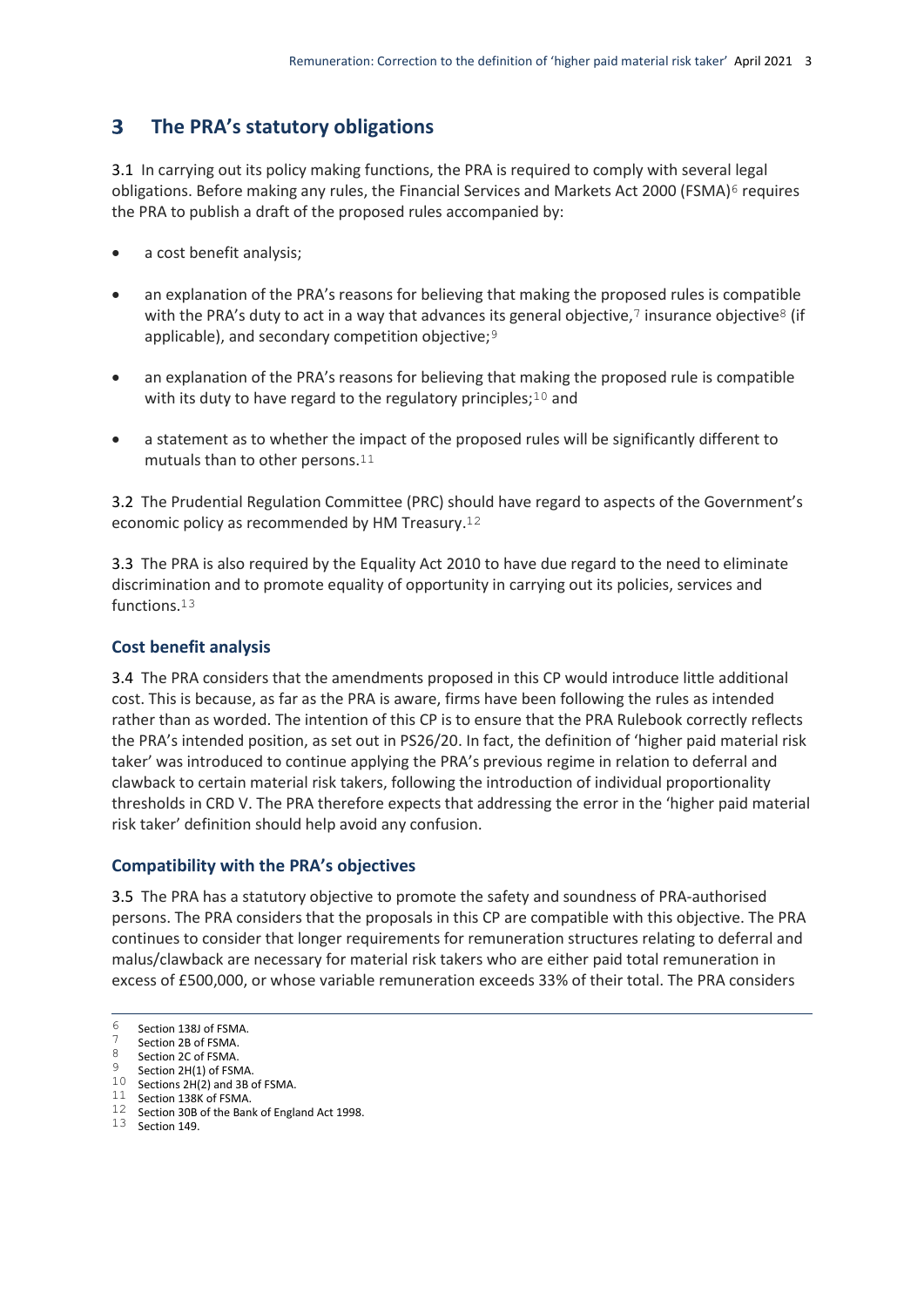## 3 The PRA's statutory obligations

3.1 In carrying out its policy making functions, the PRA is required to comply with several legal obligations. Before making any rules, the Financial Services and Markets Act 2000 (FSMA)[6] requires the PRA to publish a draft of the proposed rules accompanied by:

- a cost benefit analysis;
- an explanation of the PRA's reasons for believing that making the proposed rules is compatible with the PRA's duty to act in a way that advances its general objective,[7] insurance objective[8] (if applicable), and secondary competition objective;[9]
- an explanation of the PRA's reasons for believing that making the proposed rule is compatible with its duty to have regard to the regulatory principles;[10] and
- a statement as to whether the impact of the proposed rules will be significantly different to mutuals than to other persons.[11]

3.2 The Prudential Regulation Committee (PRC) should have regard to aspects of the Government's economic policy as recommended by HM Treasury.[12]

3.3 The PRA is also required by the Equality Act 2010 to have due regard to the need to eliminate discrimination and to promote equality of opportunity in carrying out its policies, services and functions.[13]

### Cost benefit analysis

3.4 The PRA considers that the amendments proposed in this CP would introduce little additional cost. This is because, as far as the PRA is aware, firms have been following the rules as intended rather than as worded. The intention of this CP is to ensure that the PRA Rulebook correctly reflects the PRA's intended position, as set out in PS26/20. In fact, the definition of 'higher paid material risk taker' was introduced to continue applying the PRA's previous regime in relation to deferral and clawback to certain material risk takers, following the introduction of individual proportionality thresholds in CRD V. The PRA therefore expects that addressing the error in the 'higher paid material risk taker' definition should help avoid any confusion.

### Compatibility with the PRA's objectives

3.5 The PRA has a statutory objective to promote the safety and soundness of PRA-authorised persons. The PRA considers that the proposals in this CP are compatible with this objective. The PRA continues to consider that longer requirements for remuneration structures relating to deferral and malus/clawback are necessary for material risk takers who are either paid total remuneration in excess of £500,000, or whose variable remuneration exceeds 33% of their total. The PRA considers

---

6 Section 138J of FSMA.
7 Section 2B of FSMA.
8 Section 2C of FSMA.
9 Section 2H(1) of FSMA.
10 Sections 2H(2) and 3B of FSMA.
11 Section 138K of FSMA.
12 Section 30B of the Bank of England Act 1998.
13 Section 149.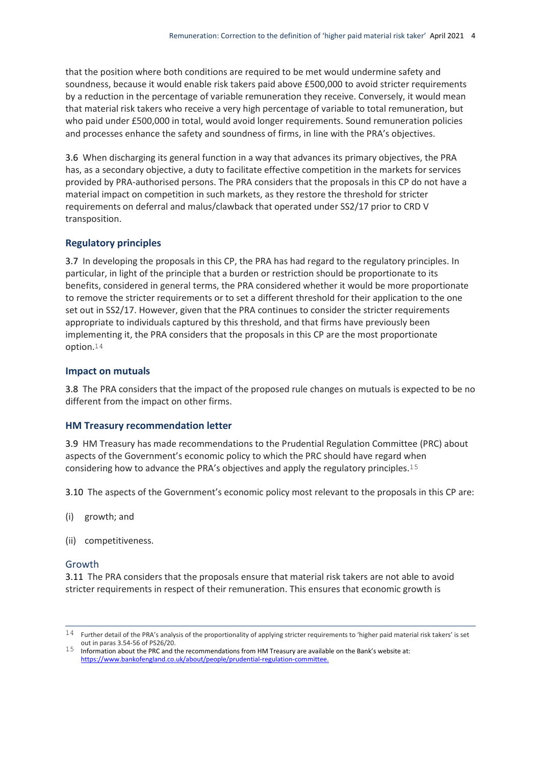that the position where both conditions are required to be met would undermine safety and soundness, because it would enable risk takers paid above £500,000 to avoid stricter requirements by a reduction in the percentage of variable remuneration they receive. Conversely, it would mean that material risk takers who receive a very high percentage of variable to total remuneration, but who paid under £500,000 in total, would avoid longer requirements. Sound remuneration policies and processes enhance the safety and soundness of firms, in line with the PRA's objectives.

3.6 When discharging its general function in a way that advances its primary objectives, the PRA has, as a secondary objective, a duty to facilitate effective competition in the markets for services provided by PRA-authorised persons. The PRA considers that the proposals in this CP do not have a material impact on competition in such markets, as they restore the threshold for stricter requirements on deferral and malus/clawback that operated under SS2/17 prior to CRD V transposition.

## Regulatory principles

3.7 In developing the proposals in this CP, the PRA has had regard to the regulatory principles. In particular, in light of the principle that a burden or restriction should be proportionate to its benefits, considered in general terms, the PRA considered whether it would be more proportionate to remove the stricter requirements or to set a different threshold for their application to the one set out in SS2/17. However, given that the PRA continues to consider the stricter requirements appropriate to individuals captured by this threshold, and that firms have previously been implementing it, the PRA considers that the proposals in this CP are the most proportionate option.[14]

## Impact on mutuals

3.8 The PRA considers that the impact of the proposed rule changes on mutuals is expected to be no different from the impact on other firms.

## HM Treasury recommendation letter

3.9 HM Treasury has made recommendations to the Prudential Regulation Committee (PRC) about aspects of the Government's economic policy to which the PRC should have regard when considering how to advance the PRA's objectives and apply the regulatory principles.[15]

3.10 The aspects of the Government's economic policy most relevant to the proposals in this CP are:

(i) growth; and

(ii) competitiveness.

### Growth

3.11 The PRA considers that the proposals ensure that material risk takers are not able to avoid stricter requirements in respect of their remuneration. This ensures that economic growth is

---

[14] Further detail of the PRA's analysis of the proportionality of applying stricter requirements to 'higher paid material risk takers' is set out in paras 3.54-56 of PS26/20.

[15] Information about the PRC and the recommendations from HM Treasury are available on the Bank's website at: https://www.bankofengland.co.uk/about/people/prudential-regulation-committee.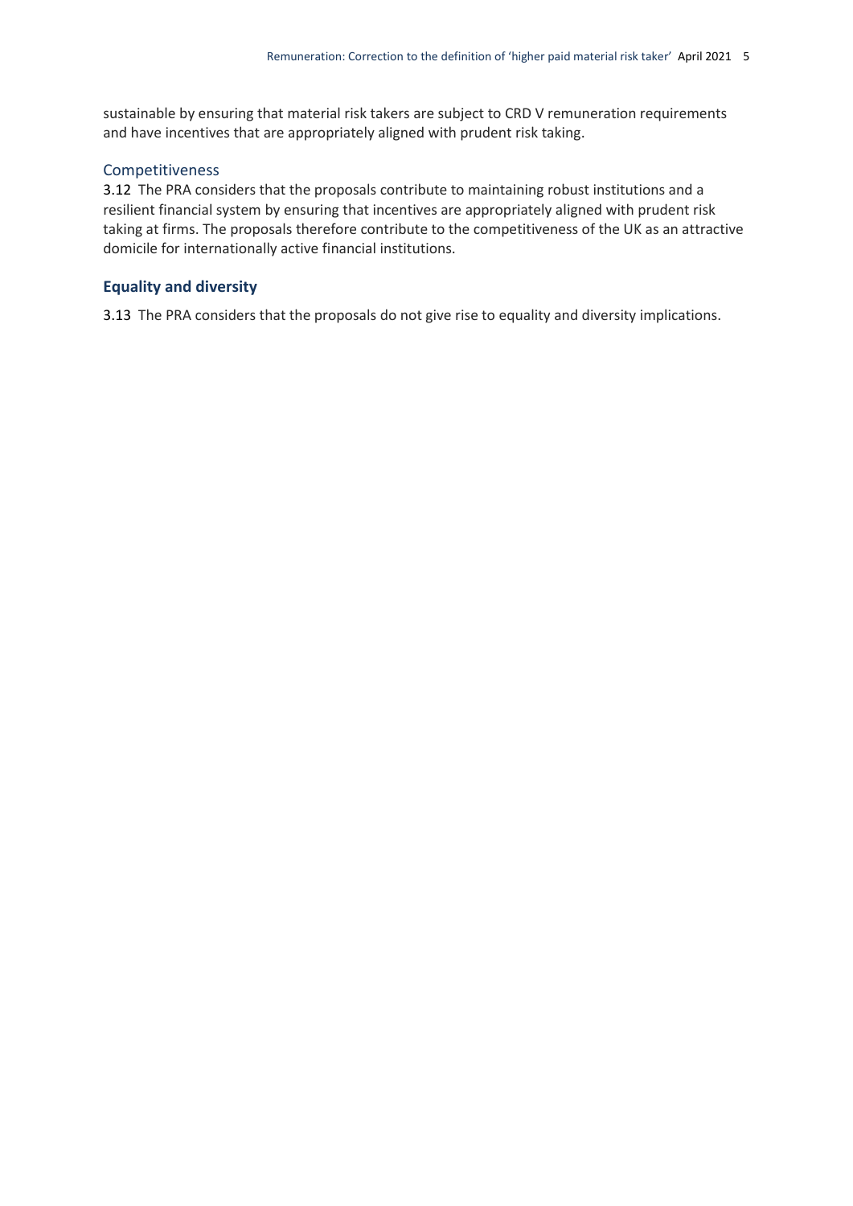sustainable by ensuring that material risk takers are subject to CRD V remuneration requirements and have incentives that are appropriately aligned with prudent risk taking.

### Competitiveness

3.12 The PRA considers that the proposals contribute to maintaining robust institutions and a resilient financial system by ensuring that incentives are appropriately aligned with prudent risk taking at firms. The proposals therefore contribute to the competitiveness of the UK as an attractive domicile for internationally active financial institutions.

## Equality and diversity

3.13 The PRA considers that the proposals do not give rise to equality and diversity implications.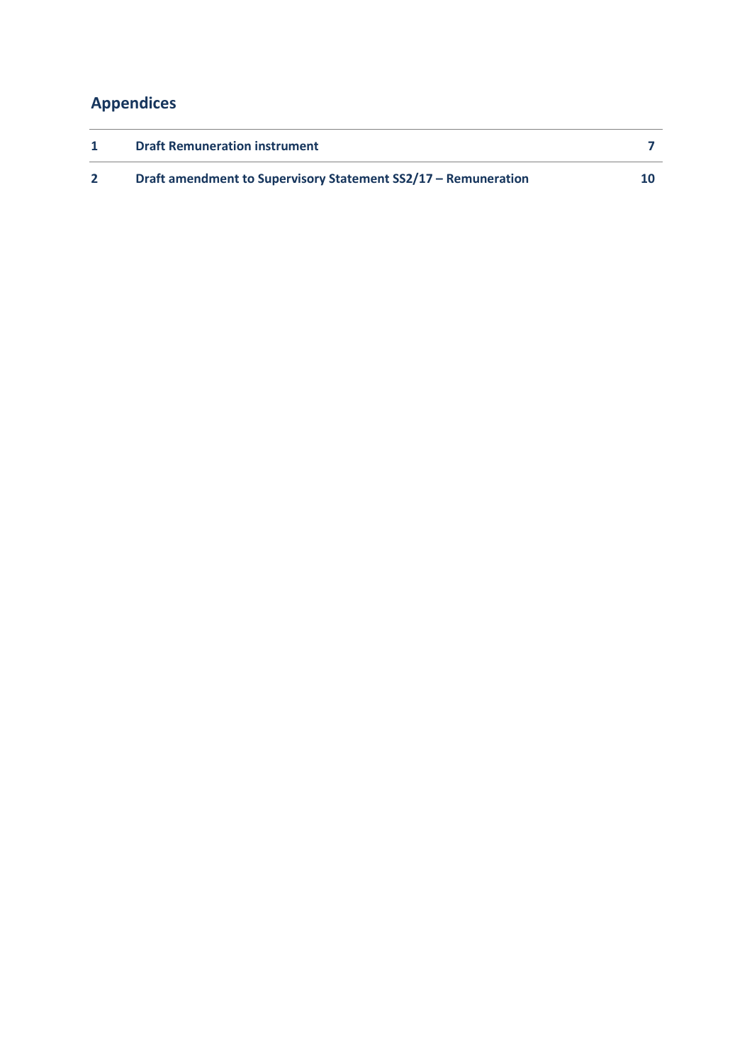## Appendices

| | | |
|---|---|---|
| **1** | **Draft Remuneration instrument** | **7** |
| **2** | **Draft amendment to Supervisory Statement SS2/17 – Remuneration** | **10** |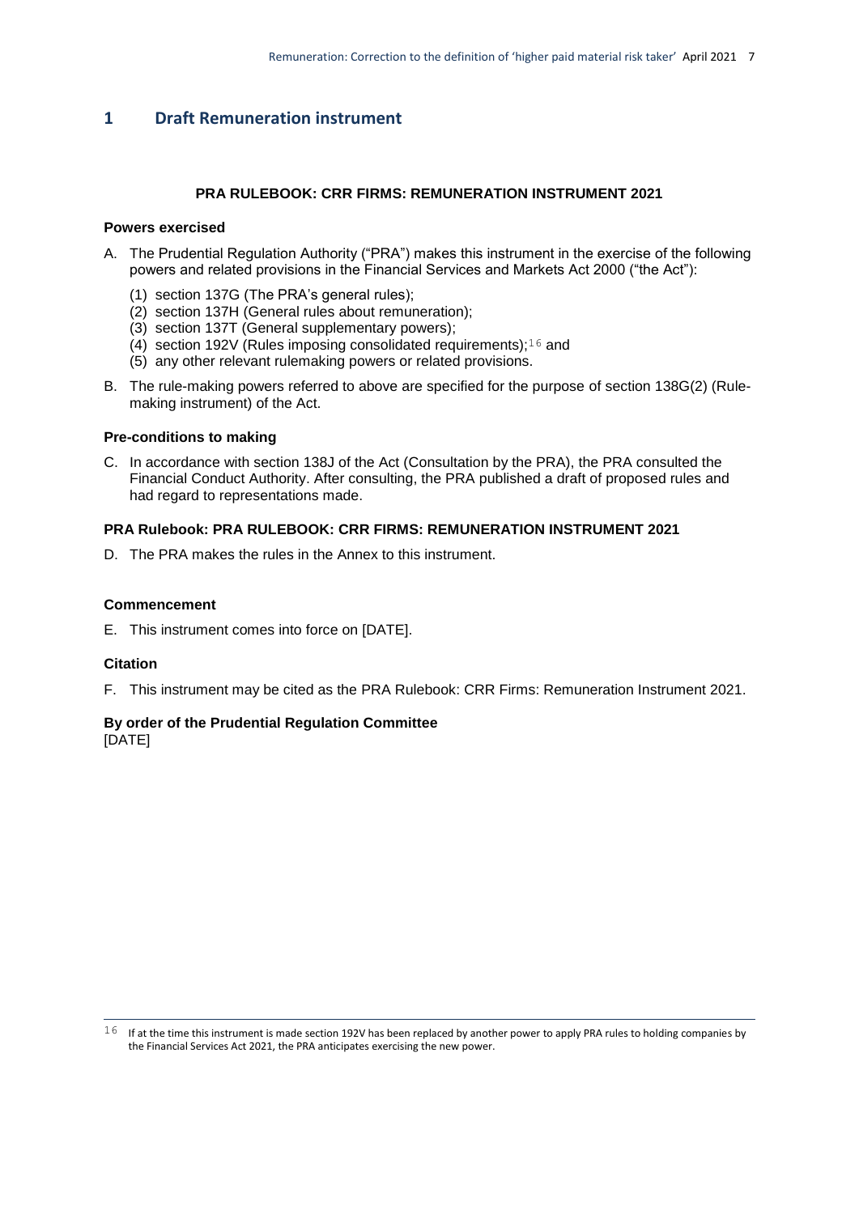## 1 Draft Remuneration instrument

**PRA RULEBOOK: CRR FIRMS: REMUNERATION INSTRUMENT 2021**

### Powers exercised

A. The Prudential Regulation Authority ("PRA") makes this instrument in the exercise of the following powers and related provisions in the Financial Services and Markets Act 2000 ("the Act"):

   (1) section 137G (The PRA's general rules);
   (2) section 137H (General rules about remuneration);
   (3) section 137T (General supplementary powers);
   (4) section 192V (Rules imposing consolidated requirements);[16] and
   (5) any other relevant rulemaking powers or related provisions.

B. The rule-making powers referred to above are specified for the purpose of section 138G(2) (Rule-making instrument) of the Act.

### Pre-conditions to making

C. In accordance with section 138J of the Act (Consultation by the PRA), the PRA consulted the Financial Conduct Authority. After consulting, the PRA published a draft of proposed rules and had regard to representations made.

### PRA Rulebook: PRA RULEBOOK: CRR FIRMS: REMUNERATION INSTRUMENT 2021

D. The PRA makes the rules in the Annex to this instrument.

### Commencement

E. This instrument comes into force on [DATE].

### Citation

F. This instrument may be cited as the PRA Rulebook: CRR Firms: Remuneration Instrument 2021.

**By order of the Prudential Regulation Committee**
[DATE]

---

[16] If at the time this instrument is made section 192V has been replaced by another power to apply PRA rules to holding companies by the Financial Services Act 2021, the PRA anticipates exercising the new power.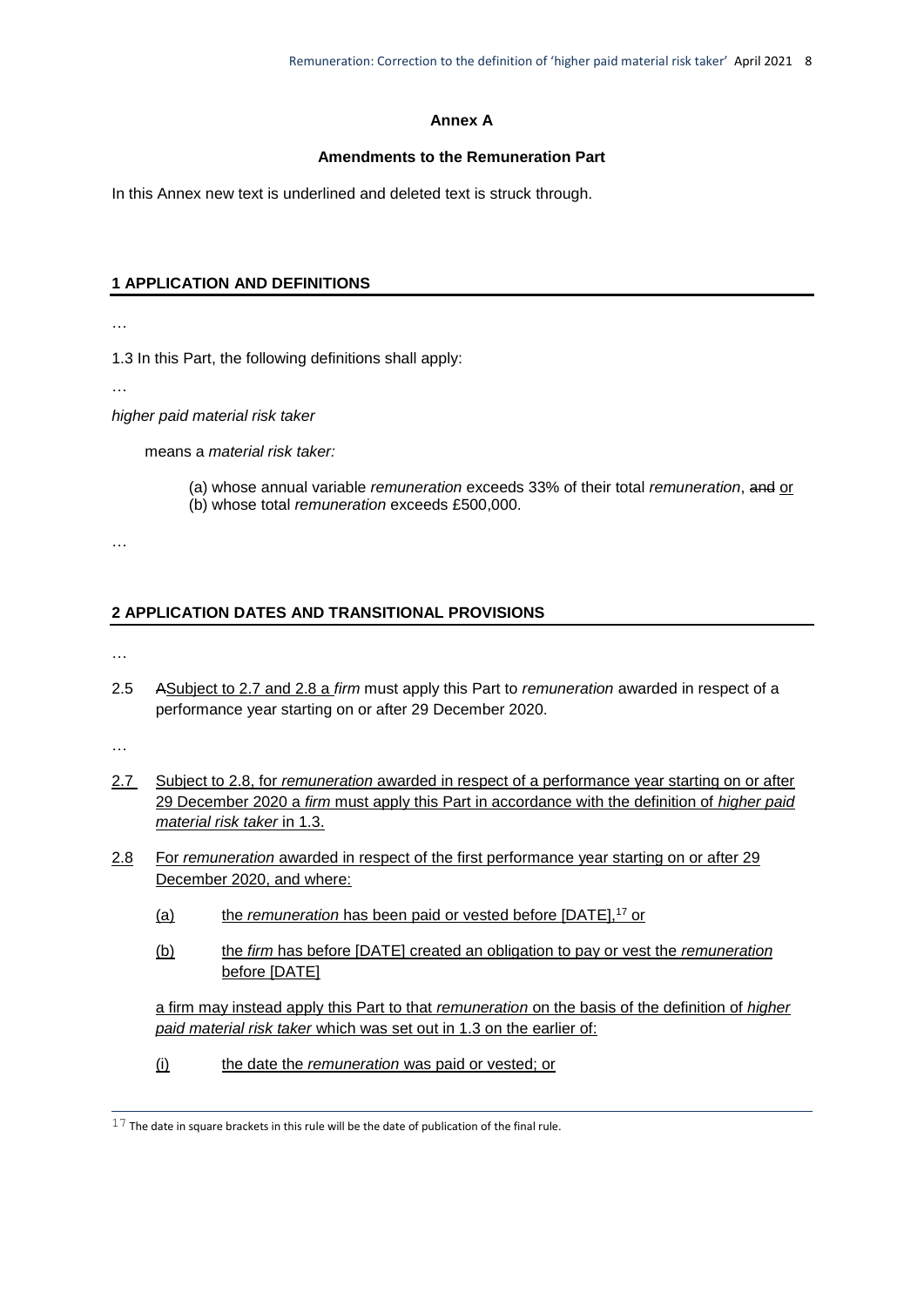**Annex A**

**Amendments to the Remuneration Part**

In this Annex new text is underlined and deleted text is struck through.

## 1 APPLICATION AND DEFINITIONS

…

1.3 In this Part, the following definitions shall apply:

…

*higher paid material risk taker*

means a *material risk taker:*

(a) whose annual variable *remuneration* exceeds 33% of their total *remuneration*, ~~and~~ <u>or</u>
(b) whose total *remuneration* exceeds £500,000.

…

## 2 APPLICATION DATES AND TRANSITIONAL PROVISIONS

…

2.5 ~~A~~<u>Subject to 2.7 and 2.8 a</u> *firm* must apply this Part to *remuneration* awarded in respect of a performance year starting on or after 29 December 2020.

…

<u>2.7</u> <u>Subject to 2.8, for *remuneration* awarded in respect of a performance year starting on or after 29 December 2020 a *firm* must apply this Part in accordance with the definition of *higher paid material risk taker* in 1.3.</u>

<u>2.8</u> <u>For *remuneration* awarded in respect of the first performance year starting on or after 29 December 2020, and where:</u>

<u>(a)</u> <u>the *remuneration* has been paid or vested before [DATE],</u>[17] <u>or</u>

<u>(b)</u> <u>the *firm* has before [DATE] created an obligation to pay or vest the *remuneration* before [DATE]</u>

<u>a firm may instead apply this Part to that *remuneration* on the basis of the definition of *higher paid material risk taker* which was set out in 1.3 on the earlier of:</u>

<u>(i)</u> <u>the date the *remuneration* was paid or vested; or</u>

[17] The date in square brackets in this rule will be the date of publication of the final rule.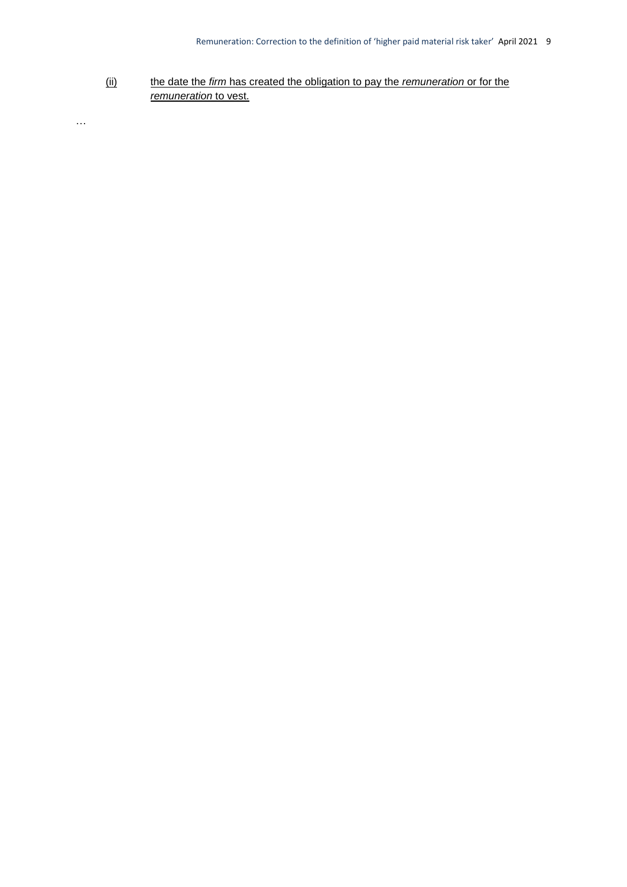(ii) the date the *firm* has created the obligation to pay the *remuneration* or for the *remuneration* to vest.

…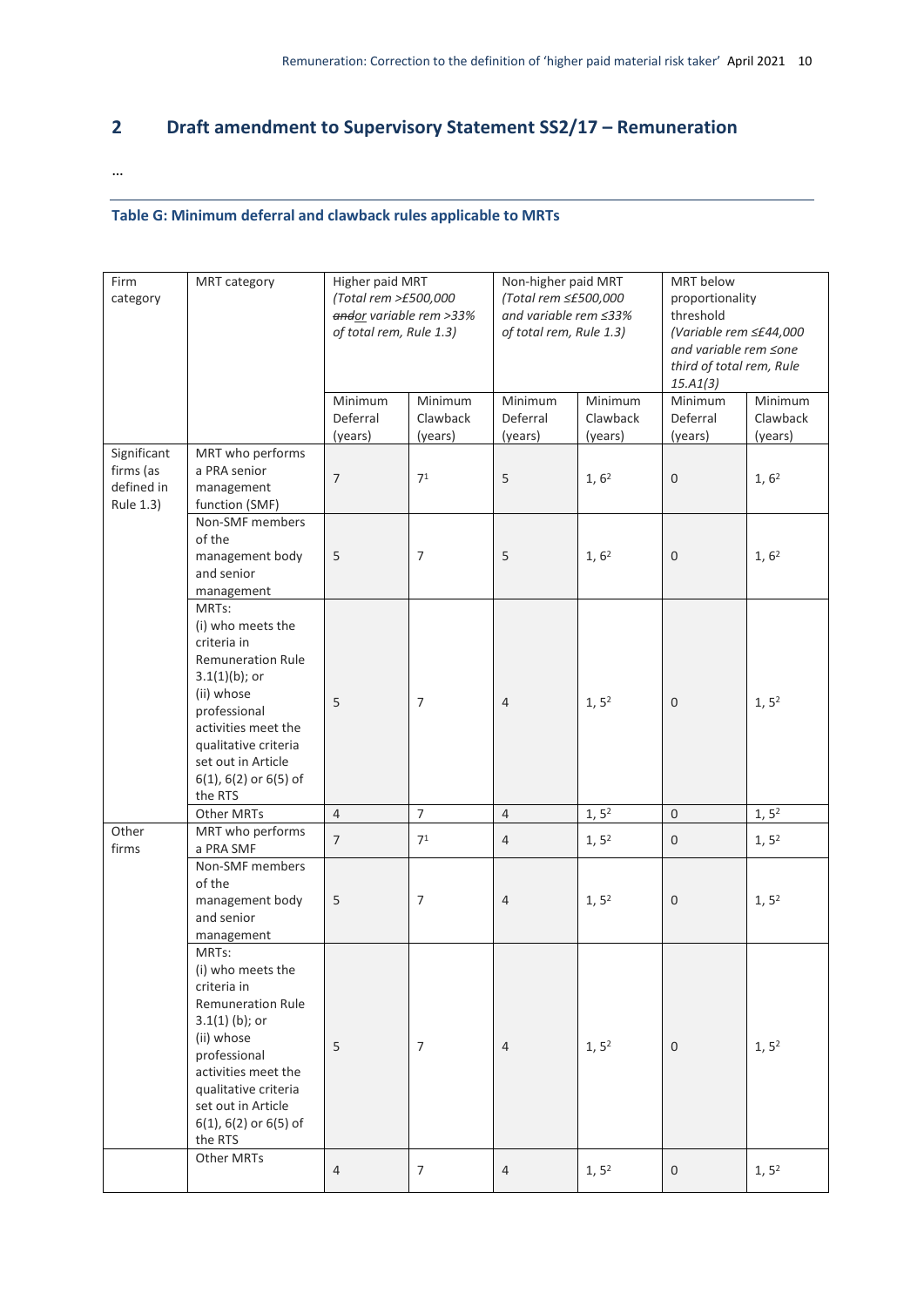## 2 Draft amendment to Supervisory Statement SS2/17 – Remuneration

…

### Table G: Minimum deferral and clawback rules applicable to MRTs

| Firm category | MRT category | Higher paid MRT *(Total rem >£500,000 ~~and~~or variable rem >33% of total rem, Rule 1.3)* | | Non-higher paid MRT *(Total rem ≤£500,000 and variable rem ≤33% of total rem, Rule 1.3)* | | MRT below proportionality threshold *(Variable rem ≤£44,000 and variable rem ≤one third of total rem, Rule 15.A1(3)* | |
|---|---|---|---|---|---|---|---|
| | | Minimum Deferral (years) | Minimum Clawback (years) | Minimum Deferral (years) | Minimum Clawback (years) | Minimum Deferral (years) | Minimum Clawback (years) |
| Significant firms (as defined in Rule 1.3) | MRT who performs a PRA senior management function (SMF) | 7 | 7[1] | 5 | 1, 6[2] | 0 | 1, 6[2] |
| | Non-SMF members of the management body and senior management | 5 | 7 | 5 | 1, 6[2] | 0 | 1, 6[2] |
| | MRTs: (i) who meets the criteria in Remuneration Rule 3.1(1)(b); or (ii) whose professional activities meet the qualitative criteria set out in Article 6(1), 6(2) or 6(5) of the RTS | 5 | 7 | 4 | 1, 5[2] | 0 | 1, 5[2] |
| | Other MRTs | 4 | 7 | 4 | 1, 5[2] | 0 | 1, 5[2] |
| Other firms | MRT who performs a PRA SMF | 7 | 7[1] | 4 | 1, 5[2] | 0 | 1, 5[2] |
| | Non-SMF members of the management body and senior management | 5 | 7 | 4 | 1, 5[2] | 0 | 1, 5[2] |
| | MRTs: (i) who meets the criteria in Remuneration Rule 3.1(1) (b); or (ii) whose professional activities meet the qualitative criteria set out in Article 6(1), 6(2) or 6(5) of the RTS | 5 | 7 | 4 | 1, 5[2] | 0 | 1, 5[2] |
| | Other MRTs | 4 | 7 | 4 | 1, 5[2] | 0 | 1, 5[2] |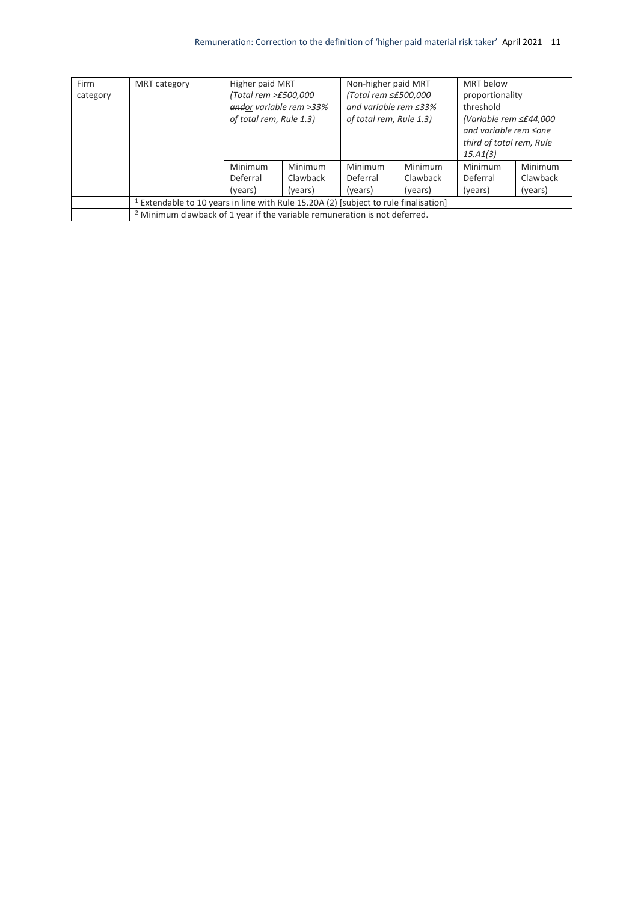| Firm category | MRT category | Higher paid MRT *(Total rem >£500,000 ~~and~~or variable rem >33% of total rem, Rule 1.3)* | | Non-higher paid MRT *(Total rem ≤£500,000 and variable rem ≤33% of total rem, Rule 1.3)* | | MRT below proportionality threshold *(Variable rem ≤£44,000 and variable rem ≤one third of total rem, Rule 15.A1(3)* | |
|---|---|---|---|---|---|---|---|
| | | Minimum Deferral (years) | Minimum Clawback (years) | Minimum Deferral (years) | Minimum Clawback (years) | Minimum Deferral (years) | Minimum Clawback (years) |
| | [1] Extendable to 10 years in line with Rule 15.20A (2) [subject to rule finalisation] | | | | | | |
| | [2] Minimum clawback of 1 year if the variable remuneration is not deferred. | | | | | | |